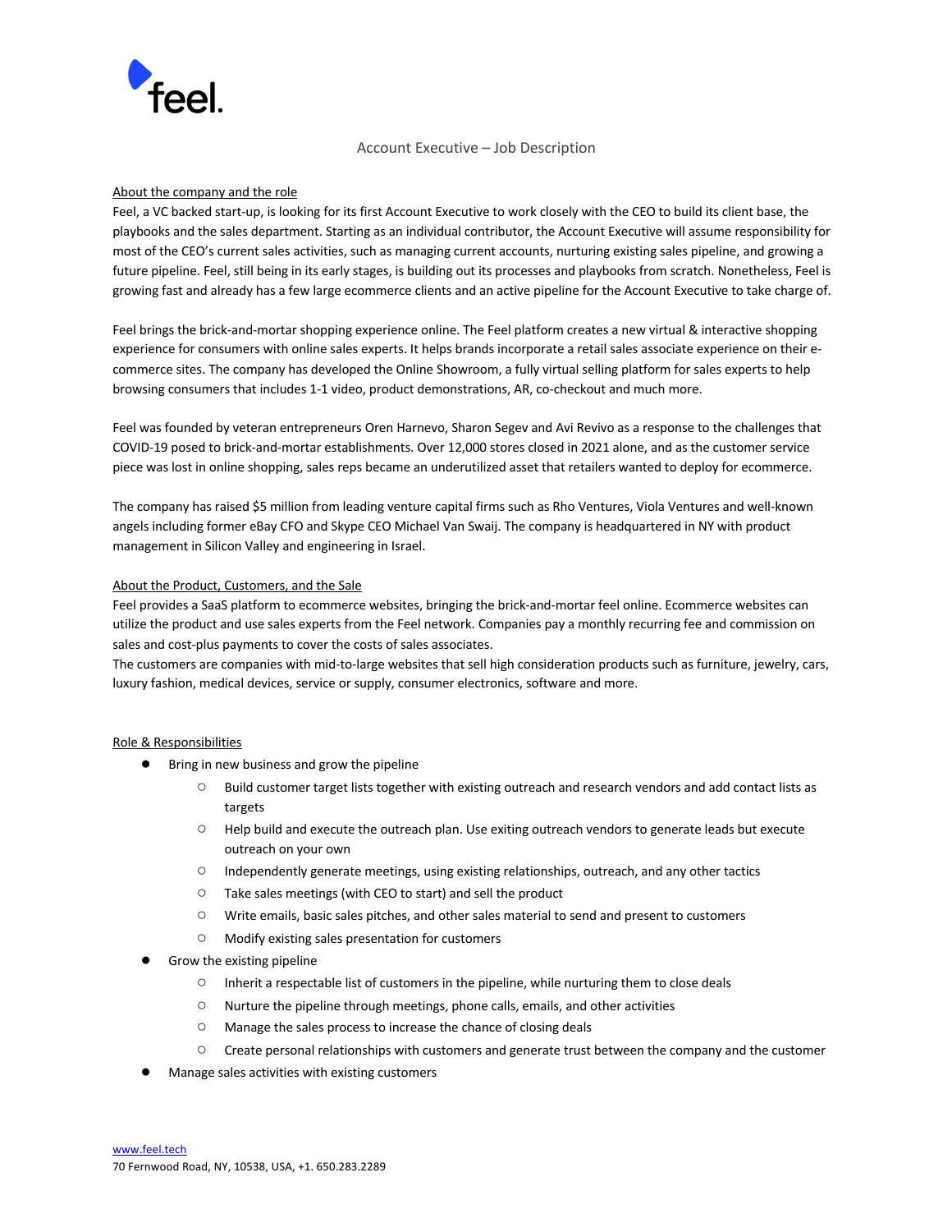feel.

# Account Executive – Job Description

## About the company and the role

Feel, a VC backed start-up, is looking for its first Account Executive to work closely with the CEO to build its client base, the playbooks and the sales department. Starting as an individual contributor, the Account Executive will assume responsibility for most of the CEO's current sales activities, such as managing current accounts, nurturing existing sales pipeline, and growing a future pipeline. Feel, still being in its early stages, is building out its processes and playbooks from scratch. Nonetheless, Feel is growing fast and already has a few large ecommerce clients and an active pipeline for the Account Executive to take charge of.

Feel brings the brick-and-mortar shopping experience online. The Feel platform creates a new virtual & interactive shopping experience for consumers with online sales experts. It helps brands incorporate a retail sales associate experience on their e-commerce sites. The company has developed the Online Showroom, a fully virtual selling platform for sales experts to help browsing consumers that includes 1-1 video, product demonstrations, AR, co-checkout and much more.

Feel was founded by veteran entrepreneurs Oren Harnevo, Sharon Segev and Avi Revivo as a response to the challenges that COVID-19 posed to brick-and-mortar establishments. Over 12,000 stores closed in 2021 alone, and as the customer service piece was lost in online shopping, sales reps became an underutilized asset that retailers wanted to deploy for ecommerce.

The company has raised $5 million from leading venture capital firms such as Rho Ventures, Viola Ventures and well-known angels including former eBay CFO and Skype CEO Michael Van Swaij. The company is headquartered in NY with product management in Silicon Valley and engineering in Israel.

## About the Product, Customers, and the Sale

Feel provides a SaaS platform to ecommerce websites, bringing the brick-and-mortar feel online. Ecommerce websites can utilize the product and use sales experts from the Feel network. Companies pay a monthly recurring fee and commission on sales and cost-plus payments to cover the costs of sales associates.
The customers are companies with mid-to-large websites that sell high consideration products such as furniture, jewelry, cars, luxury fashion, medical devices, service or supply, consumer electronics, software and more.

## Role & Responsibilities

- Bring in new business and grow the pipeline
    - Build customer target lists together with existing outreach and research vendors and add contact lists as targets
    - Help build and execute the outreach plan. Use exiting outreach vendors to generate leads but execute outreach on your own
    - Independently generate meetings, using existing relationships, outreach, and any other tactics
    - Take sales meetings (with CEO to start) and sell the product
    - Write emails, basic sales pitches, and other sales material to send and present to customers
    - Modify existing sales presentation for customers
- Grow the existing pipeline
    - Inherit a respectable list of customers in the pipeline, while nurturing them to close deals
    - Nurture the pipeline through meetings, phone calls, emails, and other activities
    - Manage the sales process to increase the chance of closing deals
    - Create personal relationships with customers and generate trust between the company and the customer
- Manage sales activities with existing customers

www.feel.tech
70 Fernwood Road, NY, 10538, USA, +1. 650.283.2289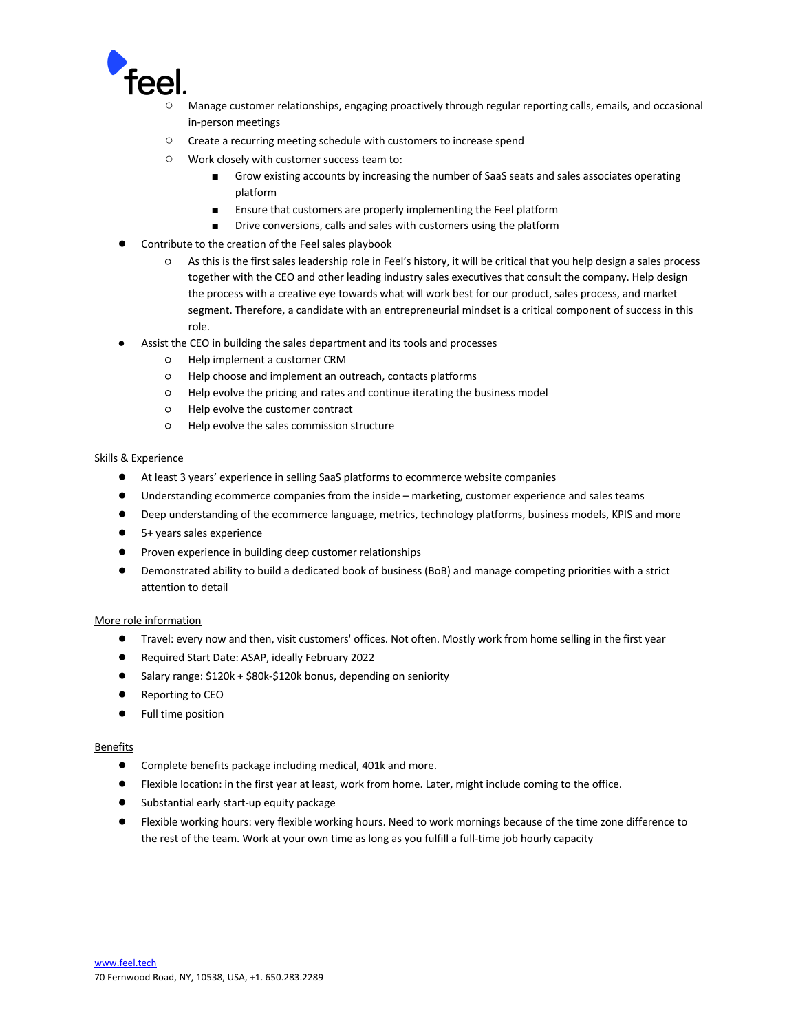- Manage customer relationships, engaging proactively through regular reporting calls, emails, and occasional in-person meetings
    - Create a recurring meeting schedule with customers to increase spend
    - Work closely with customer success team to:
        - Grow existing accounts by increasing the number of SaaS seats and sales associates operating platform
        - Ensure that customers are properly implementing the Feel platform
        - Drive conversions, calls and sales with customers using the platform
- Contribute to the creation of the Feel sales playbook
    - As this is the first sales leadership role in Feel's history, it will be critical that you help design a sales process together with the CEO and other leading industry sales executives that consult the company. Help design the process with a creative eye towards what will work best for our product, sales process, and market segment. Therefore, a candidate with an entrepreneurial mindset is a critical component of success in this role.
- Assist the CEO in building the sales department and its tools and processes
    - Help implement a customer CRM
    - Help choose and implement an outreach, contacts platforms
    - Help evolve the pricing and rates and continue iterating the business model
    - Help evolve the customer contract
    - Help evolve the sales commission structure

<u>Skills & Experience</u>

- At least 3 years' experience in selling SaaS platforms to ecommerce website companies
- Understanding ecommerce companies from the inside – marketing, customer experience and sales teams
- Deep understanding of the ecommerce language, metrics, technology platforms, business models, KPIS and more
- 5+ years sales experience
- Proven experience in building deep customer relationships
- Demonstrated ability to build a dedicated book of business (BoB) and manage competing priorities with a strict attention to detail

<u>More role information</u>

- Travel: every now and then, visit customers' offices. Not often. Mostly work from home selling in the first year
- Required Start Date: ASAP, ideally February 2022
- Salary range: $120k + $80k-$120k bonus, depending on seniority
- Reporting to CEO
- Full time position

<u>Benefits</u>

- Complete benefits package including medical, 401k and more.
- Flexible location: in the first year at least, work from home. Later, might include coming to the office.
- Substantial early start-up equity package
- Flexible working hours: very flexible working hours. Need to work mornings because of the time zone difference to the rest of the team. Work at your own time as long as you fulfill a full-time job hourly capacity